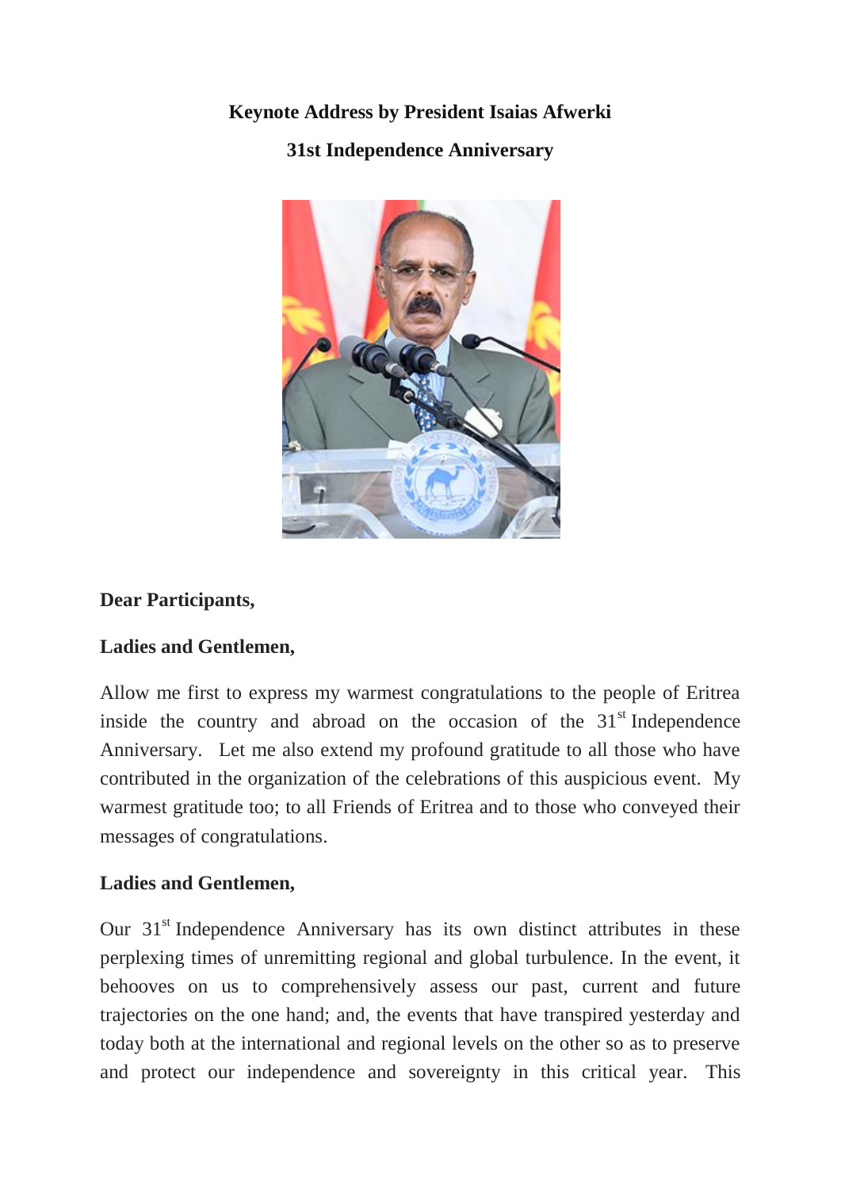# Keynote Address by President Isaias Afwerki

## 31st Independence Anniversary

**Dear Participants,**

**Ladies and Gentlemen,**

Allow me first to express my warmest congratulations to the people of Eritrea inside the country and abroad on the occasion of the 31st Independence Anniversary. Let me also extend my profound gratitude to all those who have contributed in the organization of the celebrations of this auspicious event. My warmest gratitude too; to all Friends of Eritrea and to those who conveyed their messages of congratulations.

**Ladies and Gentlemen,**

Our 31st Independence Anniversary has its own distinct attributes in these perplexing times of unremitting regional and global turbulence. In the event, it behooves on us to comprehensively assess our past, current and future trajectories on the one hand; and, the events that have transpired yesterday and today both at the international and regional levels on the other so as to preserve and protect our independence and sovereignty in this critical year. This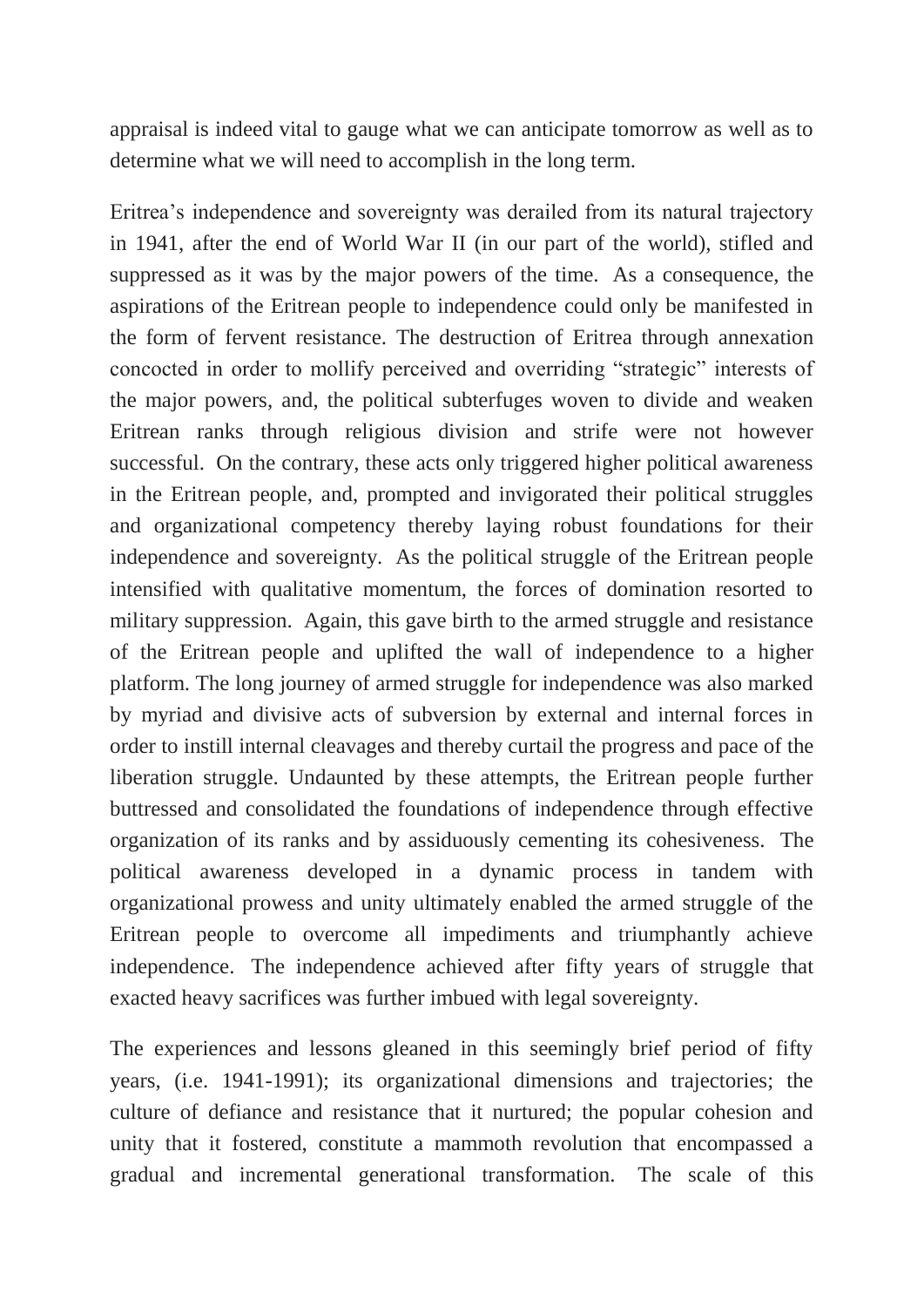appraisal is indeed vital to gauge what we can anticipate tomorrow as well as to determine what we will need to accomplish in the long term.

Eritrea's independence and sovereignty was derailed from its natural trajectory in 1941, after the end of World War II (in our part of the world), stifled and suppressed as it was by the major powers of the time. As a consequence, the aspirations of the Eritrean people to independence could only be manifested in the form of fervent resistance. The destruction of Eritrea through annexation concocted in order to mollify perceived and overriding "strategic" interests of the major powers, and, the political subterfuges woven to divide and weaken Eritrean ranks through religious division and strife were not however successful. On the contrary, these acts only triggered higher political awareness in the Eritrean people, and, prompted and invigorated their political struggles and organizational competency thereby laying robust foundations for their independence and sovereignty. As the political struggle of the Eritrean people intensified with qualitative momentum, the forces of domination resorted to military suppression. Again, this gave birth to the armed struggle and resistance of the Eritrean people and uplifted the wall of independence to a higher platform. The long journey of armed struggle for independence was also marked by myriad and divisive acts of subversion by external and internal forces in order to instill internal cleavages and thereby curtail the progress and pace of the liberation struggle. Undaunted by these attempts, the Eritrean people further buttressed and consolidated the foundations of independence through effective organization of its ranks and by assiduously cementing its cohesiveness. The political awareness developed in a dynamic process in tandem with organizational prowess and unity ultimately enabled the armed struggle of the Eritrean people to overcome all impediments and triumphantly achieve independence. The independence achieved after fifty years of struggle that exacted heavy sacrifices was further imbued with legal sovereignty.

The experiences and lessons gleaned in this seemingly brief period of fifty years, (i.e. 1941-1991); its organizational dimensions and trajectories; the culture of defiance and resistance that it nurtured; the popular cohesion and unity that it fostered, constitute a mammoth revolution that encompassed a gradual and incremental generational transformation. The scale of this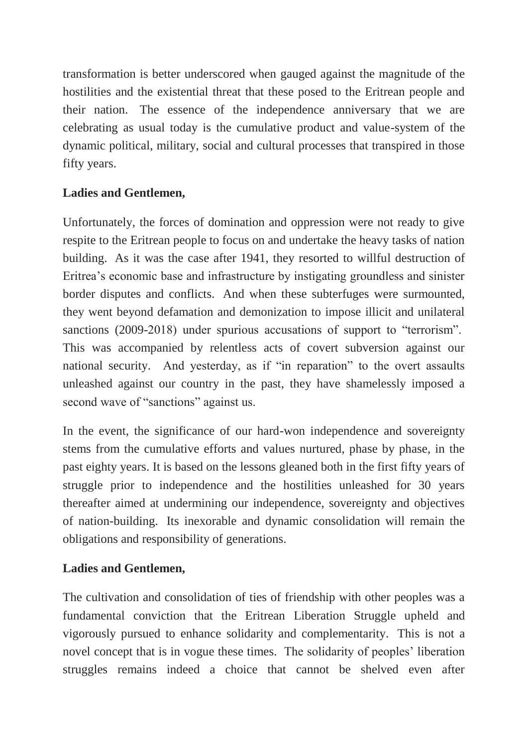transformation is better underscored when gauged against the magnitude of the hostilities and the existential threat that these posed to the Eritrean people and their nation. The essence of the independence anniversary that we are celebrating as usual today is the cumulative product and value-system of the dynamic political, military, social and cultural processes that transpired in those fifty years.

**Ladies and Gentlemen,**

Unfortunately, the forces of domination and oppression were not ready to give respite to the Eritrean people to focus on and undertake the heavy tasks of nation building. As it was the case after 1941, they resorted to willful destruction of Eritrea's economic base and infrastructure by instigating groundless and sinister border disputes and conflicts. And when these subterfuges were surmounted, they went beyond defamation and demonization to impose illicit and unilateral sanctions (2009-2018) under spurious accusations of support to "terrorism". This was accompanied by relentless acts of covert subversion against our national security. And yesterday, as if "in reparation" to the overt assaults unleashed against our country in the past, they have shamelessly imposed a second wave of "sanctions" against us.

In the event, the significance of our hard-won independence and sovereignty stems from the cumulative efforts and values nurtured, phase by phase, in the past eighty years. It is based on the lessons gleaned both in the first fifty years of struggle prior to independence and the hostilities unleashed for 30 years thereafter aimed at undermining our independence, sovereignty and objectives of nation-building. Its inexorable and dynamic consolidation will remain the obligations and responsibility of generations.

**Ladies and Gentlemen,**

The cultivation and consolidation of ties of friendship with other peoples was a fundamental conviction that the Eritrean Liberation Struggle upheld and vigorously pursued to enhance solidarity and complementarity. This is not a novel concept that is in vogue these times. The solidarity of peoples' liberation struggles remains indeed a choice that cannot be shelved even after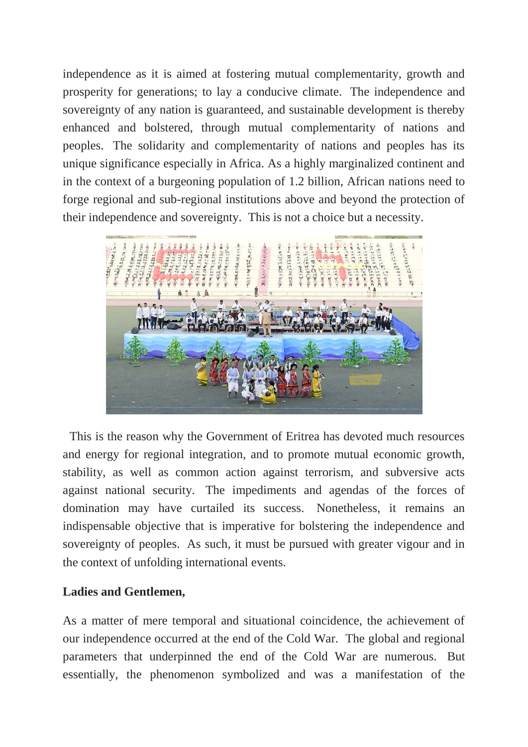independence as it is aimed at fostering mutual complementarity, growth and prosperity for generations; to lay a conducive climate. The independence and sovereignty of any nation is guaranteed, and sustainable development is thereby enhanced and bolstered, through mutual complementarity of nations and peoples. The solidarity and complementarity of nations and peoples has its unique significance especially in Africa. As a highly marginalized continent and in the context of a burgeoning population of 1.2 billion, African nations need to forge regional and sub-regional institutions above and beyond the protection of their independence and sovereignty. This is not a choice but a necessity.

This is the reason why the Government of Eritrea has devoted much resources and energy for regional integration, and to promote mutual economic growth, stability, as well as common action against terrorism, and subversive acts against national security. The impediments and agendas of the forces of domination may have curtailed its success. Nonetheless, it remains an indispensable objective that is imperative for bolstering the independence and sovereignty of peoples. As such, it must be pursued with greater vigour and in the context of unfolding international events.

**Ladies and Gentlemen,**

As a matter of mere temporal and situational coincidence, the achievement of our independence occurred at the end of the Cold War. The global and regional parameters that underpinned the end of the Cold War are numerous. But essentially, the phenomenon symbolized and was a manifestation of the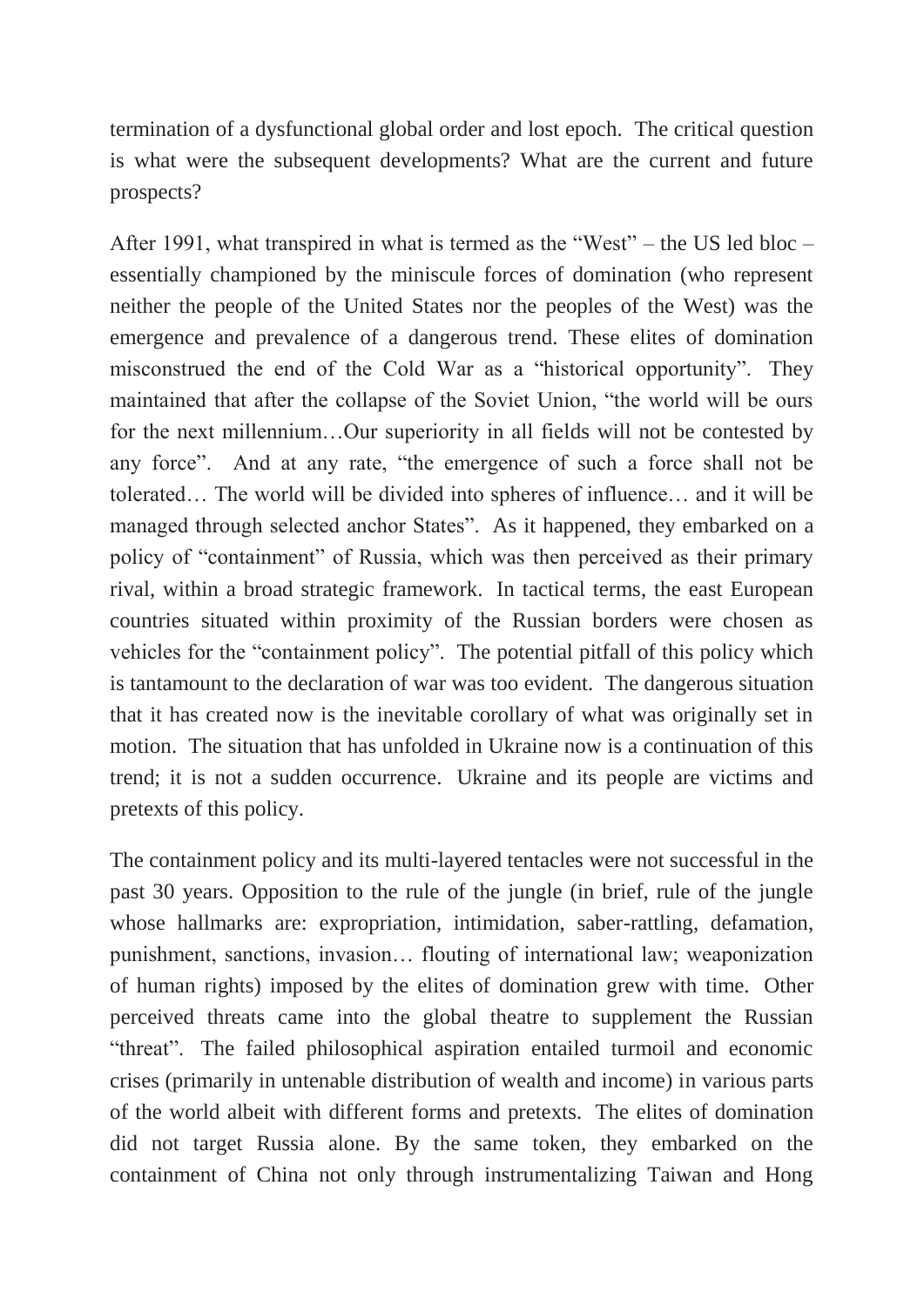termination of a dysfunctional global order and lost epoch. The critical question is what were the subsequent developments? What are the current and future prospects?

After 1991, what transpired in what is termed as the "West" – the US led bloc – essentially championed by the miniscule forces of domination (who represent neither the people of the United States nor the peoples of the West) was the emergence and prevalence of a dangerous trend. These elites of domination misconstrued the end of the Cold War as a "historical opportunity". They maintained that after the collapse of the Soviet Union, "the world will be ours for the next millennium…Our superiority in all fields will not be contested by any force". And at any rate, "the emergence of such a force shall not be tolerated… The world will be divided into spheres of influence… and it will be managed through selected anchor States". As it happened, they embarked on a policy of "containment" of Russia, which was then perceived as their primary rival, within a broad strategic framework. In tactical terms, the east European countries situated within proximity of the Russian borders were chosen as vehicles for the "containment policy". The potential pitfall of this policy which is tantamount to the declaration of war was too evident. The dangerous situation that it has created now is the inevitable corollary of what was originally set in motion. The situation that has unfolded in Ukraine now is a continuation of this trend; it is not a sudden occurrence. Ukraine and its people are victims and pretexts of this policy.

The containment policy and its multi-layered tentacles were not successful in the past 30 years. Opposition to the rule of the jungle (in brief, rule of the jungle whose hallmarks are: expropriation, intimidation, saber-rattling, defamation, punishment, sanctions, invasion… flouting of international law; weaponization of human rights) imposed by the elites of domination grew with time. Other perceived threats came into the global theatre to supplement the Russian "threat". The failed philosophical aspiration entailed turmoil and economic crises (primarily in untenable distribution of wealth and income) in various parts of the world albeit with different forms and pretexts. The elites of domination did not target Russia alone. By the same token, they embarked on the containment of China not only through instrumentalizing Taiwan and Hong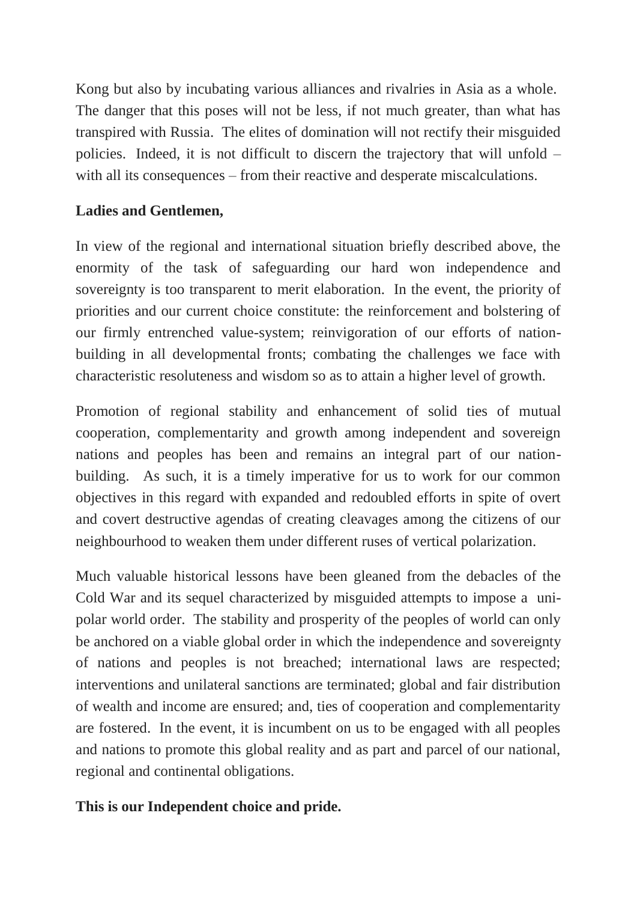Kong but also by incubating various alliances and rivalries in Asia as a whole. The danger that this poses will not be less, if not much greater, than what has transpired with Russia. The elites of domination will not rectify their misguided policies. Indeed, it is not difficult to discern the trajectory that will unfold – with all its consequences – from their reactive and desperate miscalculations.

**Ladies and Gentlemen,**

In view of the regional and international situation briefly described above, the enormity of the task of safeguarding our hard won independence and sovereignty is too transparent to merit elaboration. In the event, the priority of priorities and our current choice constitute: the reinforcement and bolstering of our firmly entrenched value-system; reinvigoration of our efforts of nation-building in all developmental fronts; combating the challenges we face with characteristic resoluteness and wisdom so as to attain a higher level of growth.

Promotion of regional stability and enhancement of solid ties of mutual cooperation, complementarity and growth among independent and sovereign nations and peoples has been and remains an integral part of our nation-building. As such, it is a timely imperative for us to work for our common objectives in this regard with expanded and redoubled efforts in spite of overt and covert destructive agendas of creating cleavages among the citizens of our neighbourhood to weaken them under different ruses of vertical polarization.

Much valuable historical lessons have been gleaned from the debacles of the Cold War and its sequel characterized by misguided attempts to impose a uni-polar world order. The stability and prosperity of the peoples of world can only be anchored on a viable global order in which the independence and sovereignty of nations and peoples is not breached; international laws are respected; interventions and unilateral sanctions are terminated; global and fair distribution of wealth and income are ensured; and, ties of cooperation and complementarity are fostered. In the event, it is incumbent on us to be engaged with all peoples and nations to promote this global reality and as part and parcel of our national, regional and continental obligations.

**This is our Independent choice and pride.**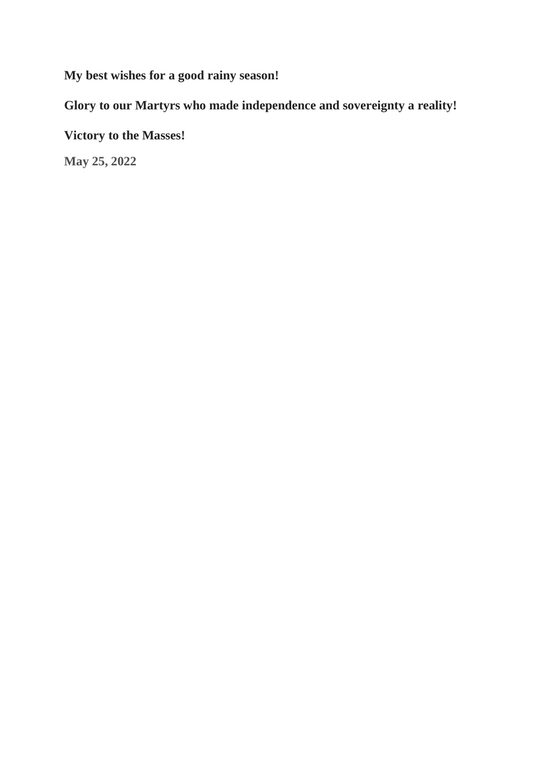**My best wishes for a good rainy season!**

**Glory to our Martyrs who made independence and sovereignty a reality!**

**Victory to the Masses!**

**May 25, 2022**